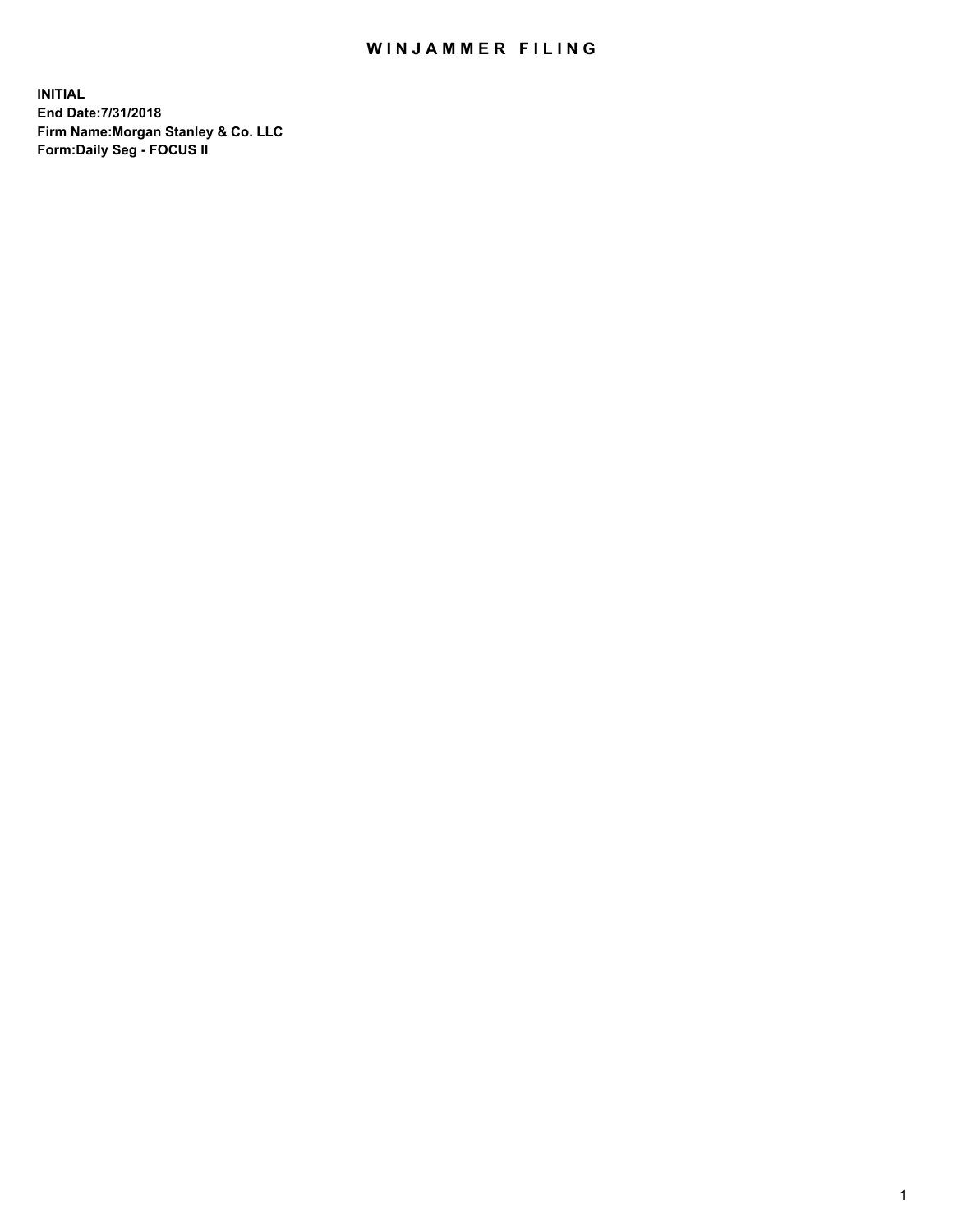# WINJAMMER FILING

**INITIAL**
**End Date:7/31/2018**
**Firm Name:Morgan Stanley & Co. LLC**
**Form:Daily Seg - FOCUS II**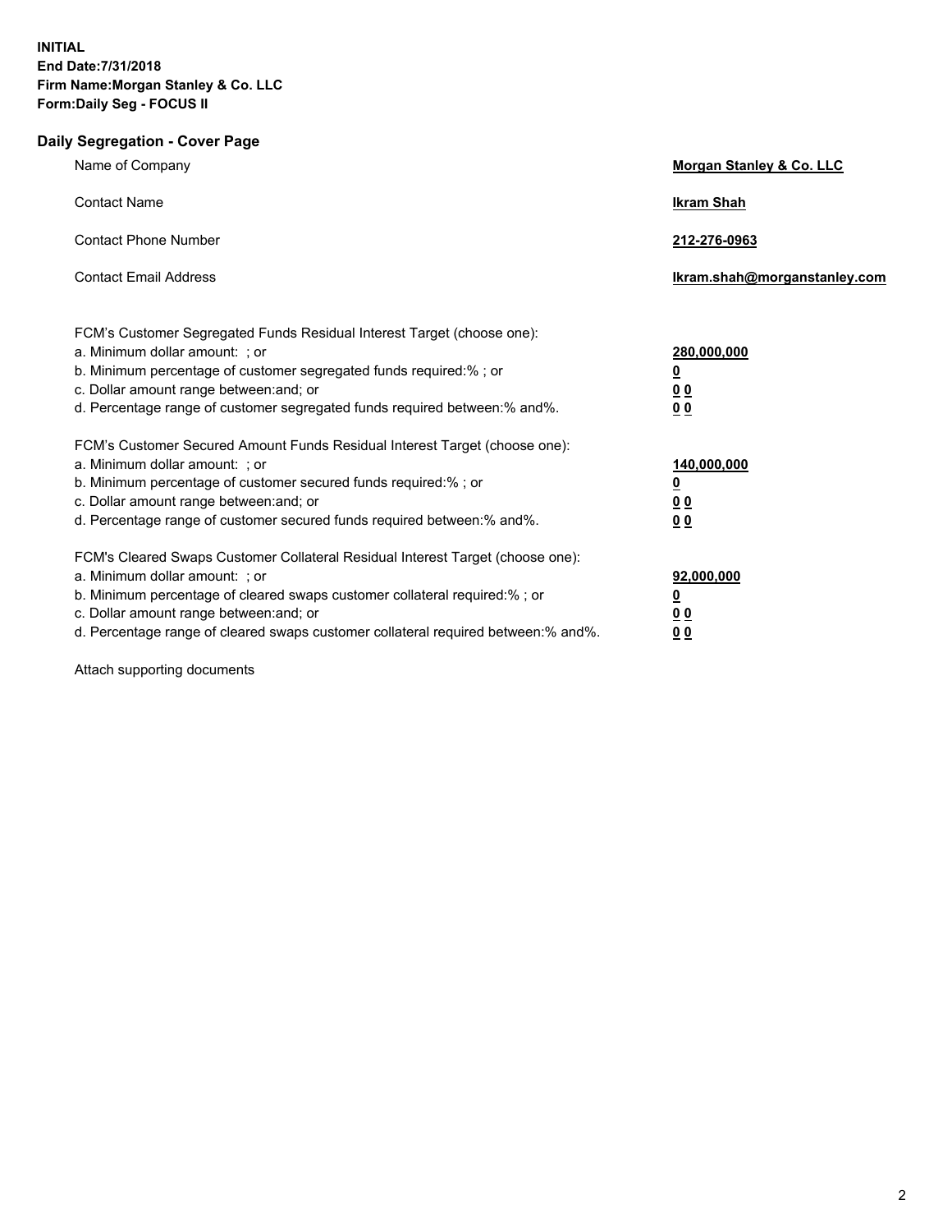**INITIAL**
**End Date:7/31/2018**
**Firm Name:Morgan Stanley & Co. LLC**
**Form:Daily Seg - FOCUS II**

## Daily Segregation - Cover Page

| | |
|---|---|
| Name of Company | **Morgan Stanley & Co. LLC** |
| Contact Name | **Ikram Shah** |
| Contact Phone Number | **212-276-0963** |
| Contact Email Address | **Ikram.shah@morganstanley.com** |

| | |
|---|---|
| FCM's Customer Segregated Funds Residual Interest Target (choose one): | |
| a. Minimum dollar amount: ; or | **280,000,000** |
| b. Minimum percentage of customer segregated funds required:% ; or | **0** |
| c. Dollar amount range between:and; or | **0 0** |
| d. Percentage range of customer segregated funds required between:% and%. | **0 0** |
| FCM's Customer Secured Amount Funds Residual Interest Target (choose one): | |
| a. Minimum dollar amount: ; or | **140,000,000** |
| b. Minimum percentage of customer secured funds required:% ; or | **0** |
| c. Dollar amount range between:and; or | **0 0** |
| d. Percentage range of customer secured funds required between:% and%. | **0 0** |
| FCM's Cleared Swaps Customer Collateral Residual Interest Target (choose one): | |
| a. Minimum dollar amount: ; or | **92,000,000** |
| b. Minimum percentage of cleared swaps customer collateral required:% ; or | **0** |
| c. Dollar amount range between:and; or | **0 0** |
| d. Percentage range of cleared swaps customer collateral required between:% and%. | **0 0** |

Attach supporting documents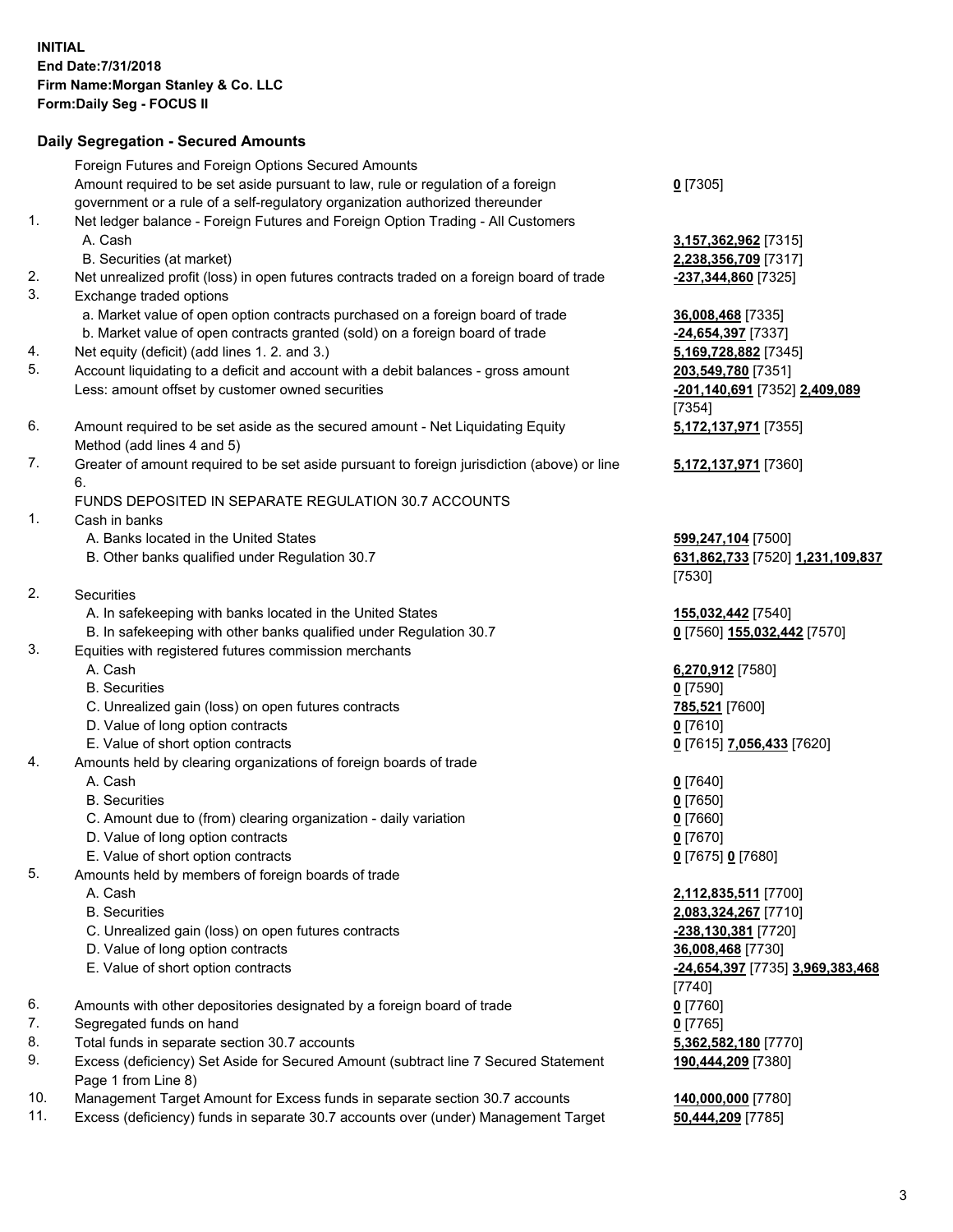**INITIAL**
**End Date:7/31/2018**
**Firm Name:Morgan Stanley & Co. LLC**
**Form:Daily Seg - FOCUS II**

## Daily Segregation - Secured Amounts

| | | |
|---|---|---|
| | Foreign Futures and Foreign Options Secured Amounts | |
| | Amount required to be set aside pursuant to law, rule or regulation of a foreign government or a rule of a self-regulatory organization authorized thereunder | **0** [7305] |
| 1. | Net ledger balance - Foreign Futures and Foreign Option Trading - All Customers | |
| | A. Cash | **3,157,362,962** [7315] |
| | B. Securities (at market) | **2,238,356,709** [7317] |
| 2. | Net unrealized profit (loss) in open futures contracts traded on a foreign board of trade | **-237,344,860** [7325] |
| 3. | Exchange traded options | |
| | a. Market value of open option contracts purchased on a foreign board of trade | **36,008,468** [7335] |
| | b. Market value of open contracts granted (sold) on a foreign board of trade | **-24,654,397** [7337] |
| 4. | Net equity (deficit) (add lines 1. 2. and 3.) | **5,169,728,882** [7345] |
| 5. | Account liquidating to a deficit and account with a debit balances - gross amount | **203,549,780** [7351] |
| | Less: amount offset by customer owned securities | **-201,140,691** [7352] **2,409,089** [7354] |
| 6. | Amount required to be set aside as the secured amount - Net Liquidating Equity Method (add lines 4 and 5) | **5,172,137,971** [7355] |
| 7. | Greater of amount required to be set aside pursuant to foreign jurisdiction (above) or line 6. | **5,172,137,971** [7360] |
| | FUNDS DEPOSITED IN SEPARATE REGULATION 30.7 ACCOUNTS | |
| 1. | Cash in banks | |
| | A. Banks located in the United States | **599,247,104** [7500] |
| | B. Other banks qualified under Regulation 30.7 | **631,862,733** [7520] **1,231,109,837** [7530] |
| 2. | Securities | |
| | A. In safekeeping with banks located in the United States | **155,032,442** [7540] |
| | B. In safekeeping with other banks qualified under Regulation 30.7 | **0** [7560] **155,032,442** [7570] |
| 3. | Equities with registered futures commission merchants | |
| | A. Cash | **6,270,912** [7580] |
| | B. Securities | **0** [7590] |
| | C. Unrealized gain (loss) on open futures contracts | **785,521** [7600] |
| | D. Value of long option contracts | **0** [7610] |
| | E. Value of short option contracts | **0** [7615] **7,056,433** [7620] |
| 4. | Amounts held by clearing organizations of foreign boards of trade | |
| | A. Cash | **0** [7640] |
| | B. Securities | **0** [7650] |
| | C. Amount due to (from) clearing organization - daily variation | **0** [7660] |
| | D. Value of long option contracts | **0** [7670] |
| | E. Value of short option contracts | **0** [7675] **0** [7680] |
| 5. | Amounts held by members of foreign boards of trade | |
| | A. Cash | **2,112,835,511** [7700] |
| | B. Securities | **2,083,324,267** [7710] |
| | C. Unrealized gain (loss) on open futures contracts | **-238,130,381** [7720] |
| | D. Value of long option contracts | **36,008,468** [7730] |
| | E. Value of short option contracts | **-24,654,397** [7735] **3,969,383,468** [7740] |
| 6. | Amounts with other depositories designated by a foreign board of trade | **0** [7760] |
| 7. | Segregated funds on hand | **0** [7765] |
| 8. | Total funds in separate section 30.7 accounts | **5,362,582,180** [7770] |
| 9. | Excess (deficiency) Set Aside for Secured Amount (subtract line 7 Secured Statement Page 1 from Line 8) | **190,444,209** [7380] |
| 10. | Management Target Amount for Excess funds in separate section 30.7 accounts | **140,000,000** [7780] |
| 11. | Excess (deficiency) funds in separate 30.7 accounts over (under) Management Target | **50,444,209** [7785] |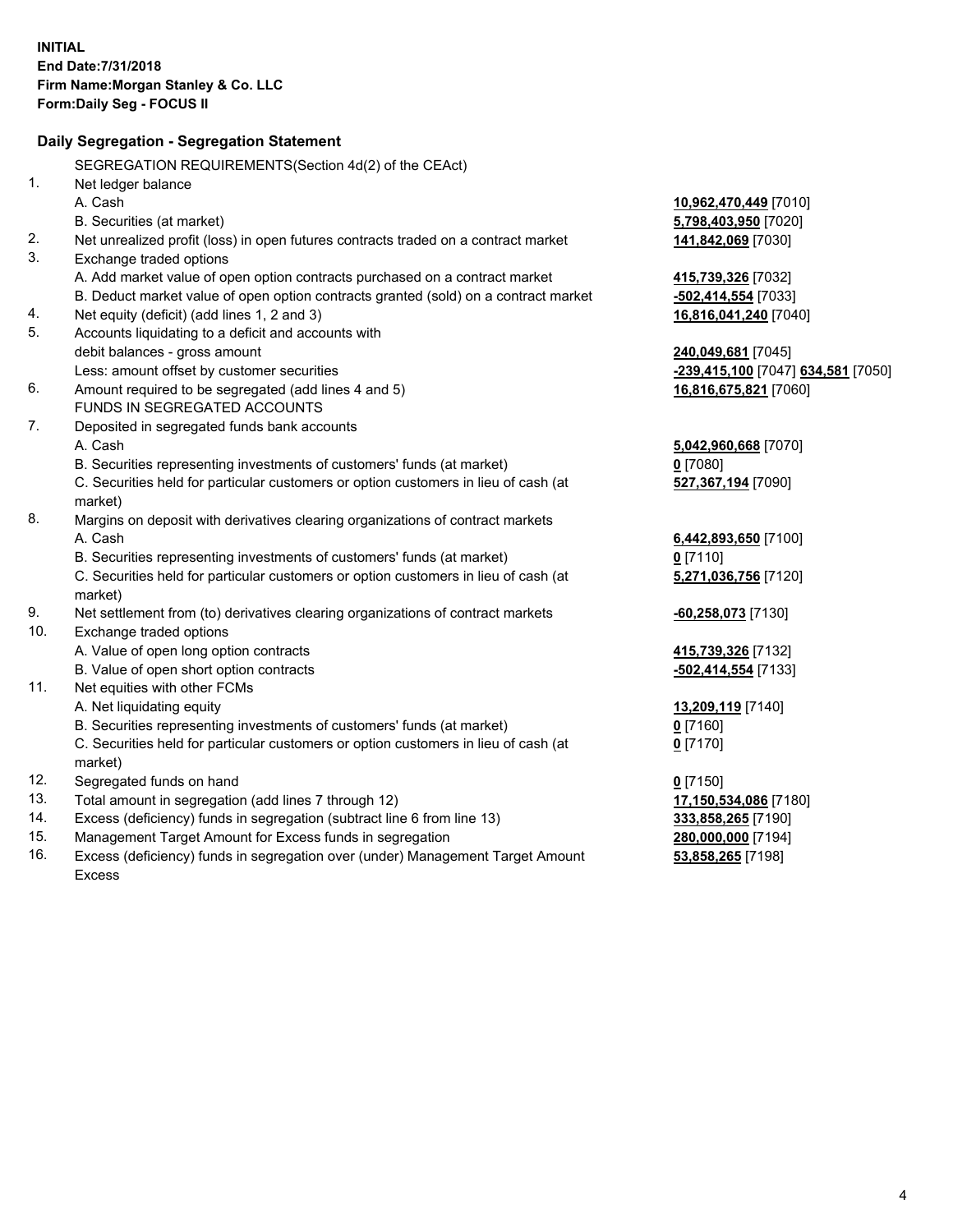**INITIAL**
**End Date:7/31/2018**
**Firm Name:Morgan Stanley & Co. LLC**
**Form:Daily Seg - FOCUS II**

## Daily Segregation - Segregation Statement

SEGREGATION REQUIREMENTS(Section 4d(2) of the CEAct)

| | | |
|---|---|---|
| 1. | Net ledger balance | |
| | A. Cash | **10,962,470,449** [7010] |
| | B. Securities (at market) | **5,798,403,950** [7020] |
| 2. | Net unrealized profit (loss) in open futures contracts traded on a contract market | **141,842,069** [7030] |
| 3. | Exchange traded options | |
| | A. Add market value of open option contracts purchased on a contract market | **415,739,326** [7032] |
| | B. Deduct market value of open option contracts granted (sold) on a contract market | **-502,414,554** [7033] |
| 4. | Net equity (deficit) (add lines 1, 2 and 3) | **16,816,041,240** [7040] |
| 5. | Accounts liquidating to a deficit and accounts with debit balances - gross amount | **240,049,681** [7045] |
| | Less: amount offset by customer securities | **-239,415,100** [7047] **634,581** [7050] |
| 6. | Amount required to be segregated (add lines 4 and 5) | **16,816,675,821** [7060] |
| | FUNDS IN SEGREGATED ACCOUNTS | |
| 7. | Deposited in segregated funds bank accounts | |
| | A. Cash | **5,042,960,668** [7070] |
| | B. Securities representing investments of customers' funds (at market) | **0** [7080] |
| | C. Securities held for particular customers or option customers in lieu of cash (at market) | **527,367,194** [7090] |
| 8. | Margins on deposit with derivatives clearing organizations of contract markets | |
| | A. Cash | **6,442,893,650** [7100] |
| | B. Securities representing investments of customers' funds (at market) | **0** [7110] |
| | C. Securities held for particular customers or option customers in lieu of cash (at market) | **5,271,036,756** [7120] |
| 9. | Net settlement from (to) derivatives clearing organizations of contract markets | **-60,258,073** [7130] |
| 10. | Exchange traded options | |
| | A. Value of open long option contracts | **415,739,326** [7132] |
| | B. Value of open short option contracts | **-502,414,554** [7133] |
| 11. | Net equities with other FCMs | |
| | A. Net liquidating equity | **13,209,119** [7140] |
| | B. Securities representing investments of customers' funds (at market) | **0** [7160] |
| | C. Securities held for particular customers or option customers in lieu of cash (at market) | **0** [7170] |
| 12. | Segregated funds on hand | **0** [7150] |
| 13. | Total amount in segregation (add lines 7 through 12) | **17,150,534,086** [7180] |
| 14. | Excess (deficiency) funds in segregation (subtract line 6 from line 13) | **333,858,265** [7190] |
| 15. | Management Target Amount for Excess funds in segregation | **280,000,000** [7194] |
| 16. | Excess (deficiency) funds in segregation over (under) Management Target Amount Excess | **53,858,265** [7198] |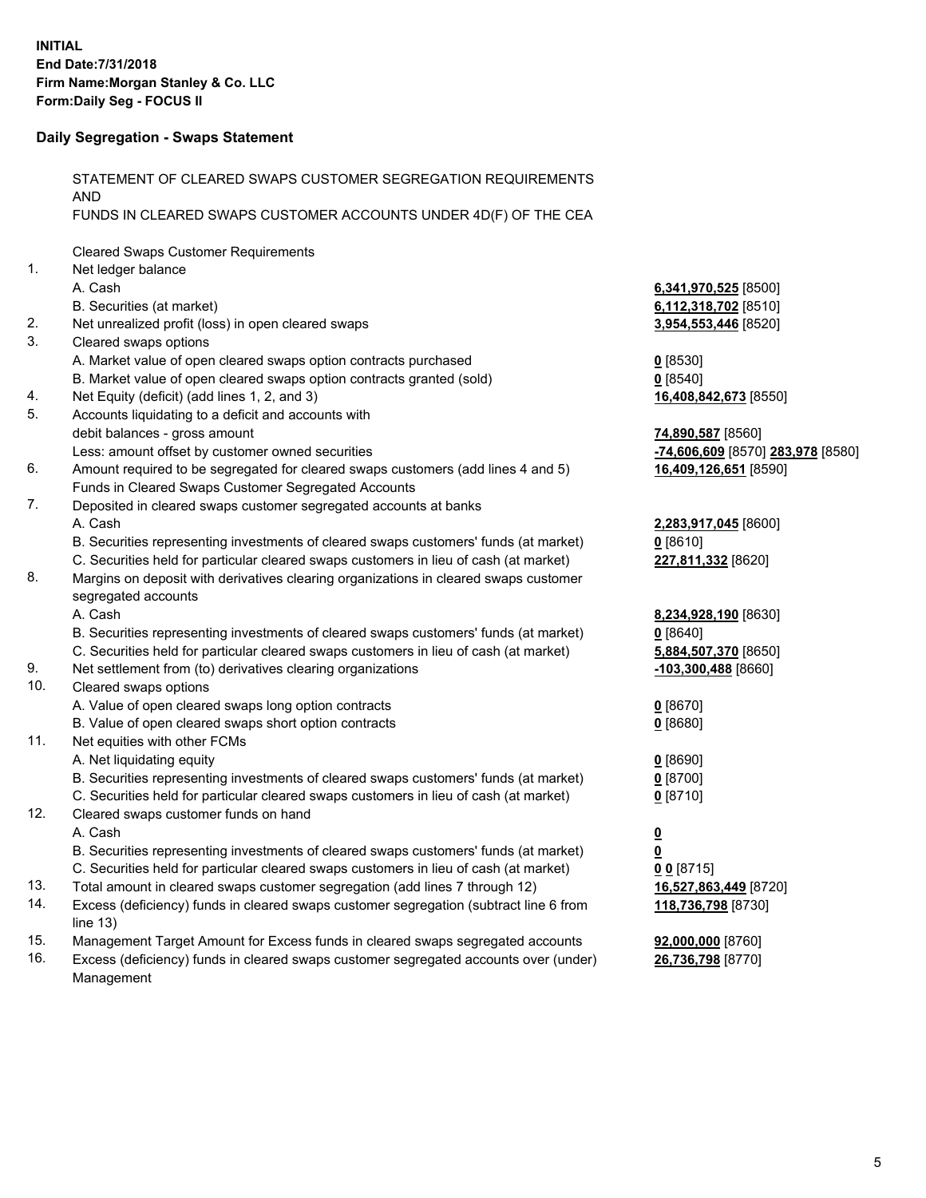**INITIAL**
**End Date:7/31/2018**
**Firm Name:Morgan Stanley & Co. LLC**
**Form:Daily Seg - FOCUS II**

## Daily Segregation - Swaps Statement

STATEMENT OF CLEARED SWAPS CUSTOMER SEGREGATION REQUIREMENTS AND FUNDS IN CLEARED SWAPS CUSTOMER ACCOUNTS UNDER 4D(F) OF THE CEA

| | | |
|---|---|---|
| | Cleared Swaps Customer Requirements | |
| 1. | Net ledger balance | |
| | A. Cash | **6,341,970,525** [8500] |
| | B. Securities (at market) | **6,112,318,702** [8510] |
| 2. | Net unrealized profit (loss) in open cleared swaps | **3,954,553,446** [8520] |
| 3. | Cleared swaps options | |
| | A. Market value of open cleared swaps option contracts purchased | **0** [8530] |
| | B. Market value of open cleared swaps option contracts granted (sold) | **0** [8540] |
| 4. | Net Equity (deficit) (add lines 1, 2, and 3) | **16,408,842,673** [8550] |
| 5. | Accounts liquidating to a deficit and accounts with debit balances - gross amount | **74,890,587** [8560] |
| | Less: amount offset by customer owned securities | **-74,606,609** [8570] **283,978** [8580] |
| 6. | Amount required to be segregated for cleared swaps customers (add lines 4 and 5) | **16,409,126,651** [8590] |
| | Funds in Cleared Swaps Customer Segregated Accounts | |
| 7. | Deposited in cleared swaps customer segregated accounts at banks | |
| | A. Cash | **2,283,917,045** [8600] |
| | B. Securities representing investments of cleared swaps customers' funds (at market) | **0** [8610] |
| | C. Securities held for particular cleared swaps customers in lieu of cash (at market) | **227,811,332** [8620] |
| 8. | Margins on deposit with derivatives clearing organizations in cleared swaps customer segregated accounts | |
| | A. Cash | **8,234,928,190** [8630] |
| | B. Securities representing investments of cleared swaps customers' funds (at market) | **0** [8640] |
| | C. Securities held for particular cleared swaps customers in lieu of cash (at market) | **5,884,507,370** [8650] |
| 9. | Net settlement from (to) derivatives clearing organizations | **-103,300,488** [8660] |
| 10. | Cleared swaps options | |
| | A. Value of open cleared swaps long option contracts | **0** [8670] |
| | B. Value of open cleared swaps short option contracts | **0** [8680] |
| 11. | Net equities with other FCMs | |
| | A. Net liquidating equity | **0** [8690] |
| | B. Securities representing investments of cleared swaps customers' funds (at market) | **0** [8700] |
| | C. Securities held for particular cleared swaps customers in lieu of cash (at market) | **0** [8710] |
| 12. | Cleared swaps customer funds on hand | |
| | A. Cash | **0** |
| | B. Securities representing investments of cleared swaps customers' funds (at market) | **0** |
| | C. Securities held for particular cleared swaps customers in lieu of cash (at market) | **0** **0** [8715] |
| 13. | Total amount in cleared swaps customer segregation (add lines 7 through 12) | **16,527,863,449** [8720] |
| 14. | Excess (deficiency) funds in cleared swaps customer segregation (subtract line 6 from line 13) | **118,736,798** [8730] |
| 15. | Management Target Amount for Excess funds in cleared swaps segregated accounts | **92,000,000** [8760] |
| 16. | Excess (deficiency) funds in cleared swaps customer segregated accounts over (under) Management | **26,736,798** [8770] |